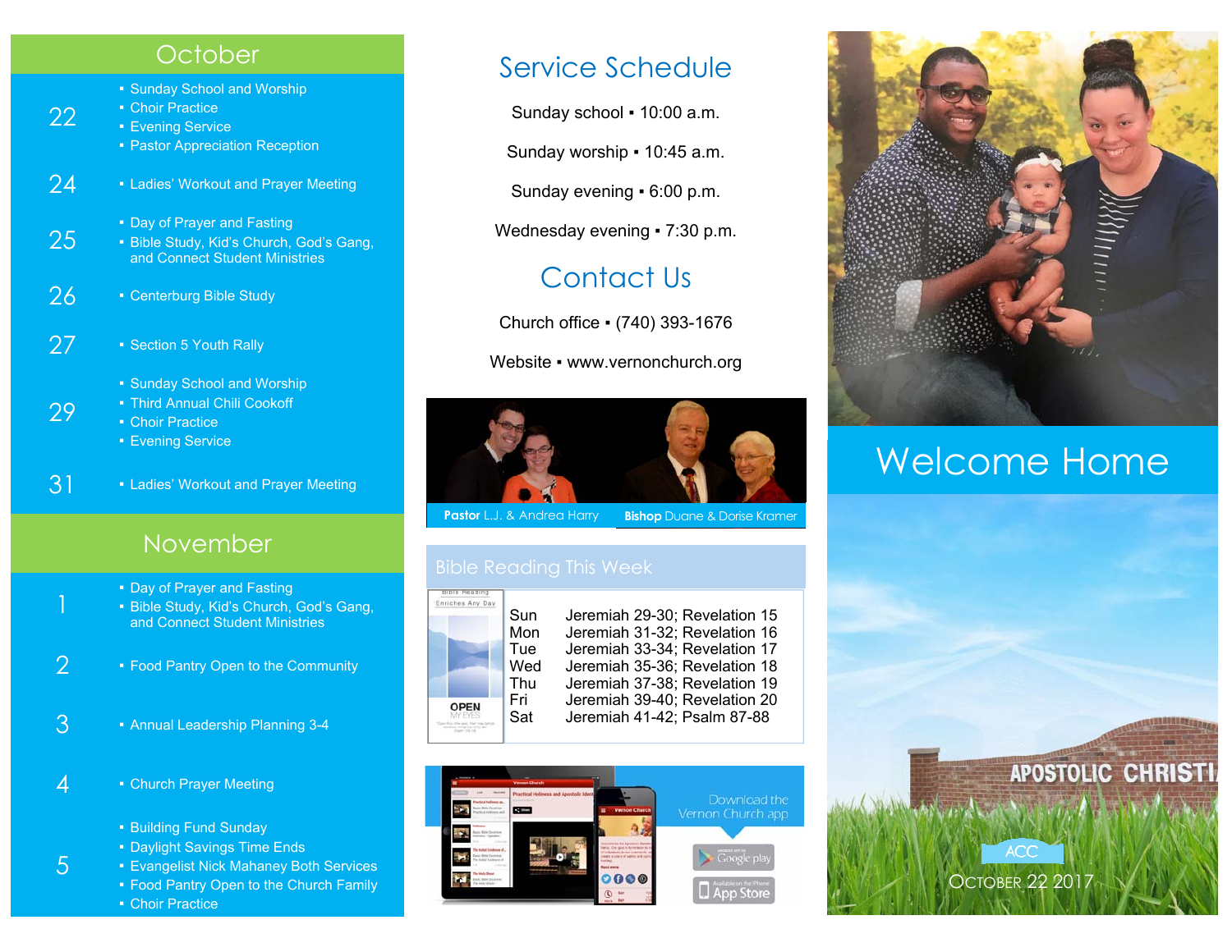## October

| | |
|---|---|
| 22 | ▪ Sunday School and Worship<br>▪ Choir Practice<br>▪ Evening Service<br>▪ Pastor Appreciation Reception |
| 24 | ▪ Ladies' Workout and Prayer Meeting |
| 25 | ▪ Day of Prayer and Fasting<br>▪ Bible Study, Kid's Church, God's Gang, and Connect Student Ministries |
| 26 | ▪ Centerburg Bible Study |
| 27 | ▪ Section 5 Youth Rally |
| 29 | ▪ Sunday School and Worship<br>▪ Third Annual Chili Cookoff<br>▪ Choir Practice<br>▪ Evening Service |
| 31 | ▪ Ladies' Workout and Prayer Meeting |

## November

| | |
|---|---|
| 1 | ▪ Day of Prayer and Fasting<br>▪ Bible Study, Kid's Church, God's Gang, and Connect Student Ministries |
| 2 | ▪ Food Pantry Open to the Community |
| 3 | ▪ Annual Leadership Planning 3-4 |
| 4 | ▪ Church Prayer Meeting |
| 5 | ▪ Building Fund Sunday<br>▪ Daylight Savings Time Ends<br>▪ Evangelist Nick Mahaney Both Services<br>▪ Food Pantry Open to the Church Family<br>▪ Choir Practice |

## Service Schedule

Sunday school ▪ 10:00 a.m.

Sunday worship ▪ 10:45 a.m.

Sunday evening ▪ 6:00 p.m.

Wednesday evening ▪ 7:30 p.m.

## Contact Us

Church office ▪ (740) 393-1676

Website ▪ www.vernonchurch.org

**Pastor** L.J. & Andrea Harry **Bishop** Duane & Dorise Kramer

## Bible Reading This Week

| | |
|---|---|
| Sun | Jeremiah 29-30; Revelation 15 |
| Mon | Jeremiah 31-32; Revelation 16 |
| Tue | Jeremiah 33-34; Revelation 17 |
| Wed | Jeremiah 35-36; Revelation 18 |
| Thu | Jeremiah 37-38; Revelation 19 |
| Fri | Jeremiah 39-40; Revelation 20 |
| Sat | Jeremiah 41-42; Psalm 87-88 |

Download the Vernon Church app

Google play

App Store

# Welcome Home

ACC

October 22 2017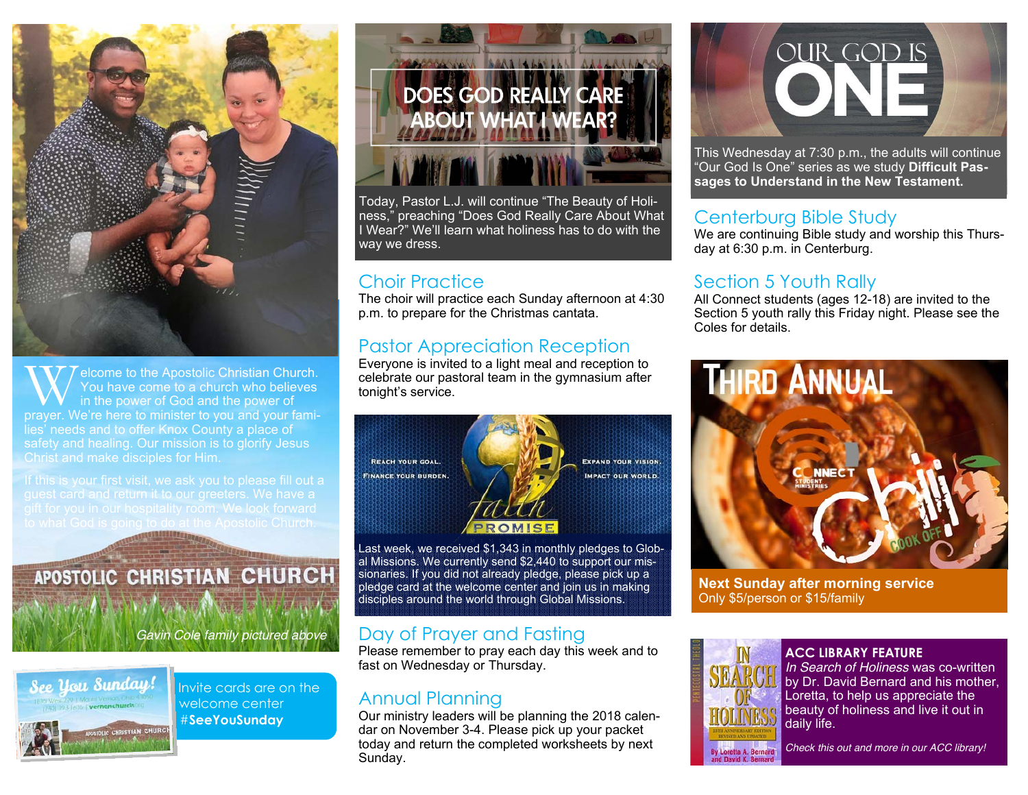Welcome to the Apostolic Christian Church. You have come to a church who believes in the power of God and the power of prayer. We're here to minister to you and your families' needs and to offer Knox County a place of safety and healing. Our mission is to glorify Jesus Christ and make disciples for Him.

If this is your first visit, we ask you to please fill out a guest card and return it to our greeters. We have a gift for you in our hospitality room. We look forward to what God is going to do at the Apostolic Church.

APOSTOLIC CHRISTIAN CHURCH

*Gavin Cole family pictured above*

See You Sunday!

Invite cards are on the welcome center **#SeeYouSunday**

## DOES GOD REALLY CARE ABOUT WHAT I WEAR?

Today, Pastor L.J. will continue "The Beauty of Holiness," preaching "Does God Really Care About What I Wear?" We'll learn what holiness has to do with the way we dress.

## Choir Practice

The choir will practice each Sunday afternoon at 4:30 p.m. to prepare for the Christmas cantata.

## Pastor Appreciation Reception

Everyone is invited to a light meal and reception to celebrate our pastoral team in the gymnasium after tonight's service.

REACH YOUR GOAL. FINANCE YOUR BURDEN. EXPAND YOUR VISION. IMPACT OUR WORLD.

Faith PROMISE

Last week, we received $1,343 in monthly pledges to Global Missions. We currently send $2,440 to support our missionaries. If you did not already pledge, please pick up a pledge card at the welcome center and join us in making disciples around the world through Global Missions.

## Day of Prayer and Fasting

Please remember to pray each day this week and to fast on Wednesday or Thursday.

## Annual Planning

Our ministry leaders will be planning the 2018 calendar on November 3-4. Please pick up your packet today and return the completed worksheets by next Sunday.

## OUR GOD IS ONE

This Wednesday at 7:30 p.m., the adults will continue "Our God Is One" series as we study **Difficult Passages to Understand in the New Testament.**

## Centerburg Bible Study

We are continuing Bible study and worship this Thursday at 6:30 p.m. in Centerburg.

## Section 5 Youth Rally

All Connect students (ages 12-18) are invited to the Section 5 youth rally this Friday night. Please see the Coles for details.

## THIRD ANNUAL CONNECT STUDENT MINISTRIES Chili COOK OFF

**Next Sunday after morning service**
Only $5/person or $15/family

## ACC LIBRARY FEATURE

*In Search of Holiness* was co-written by Dr. David Bernard and his mother, Loretta, to help us appreciate the beauty of holiness and live it out in daily life.

*Check this out and more in our ACC library!*